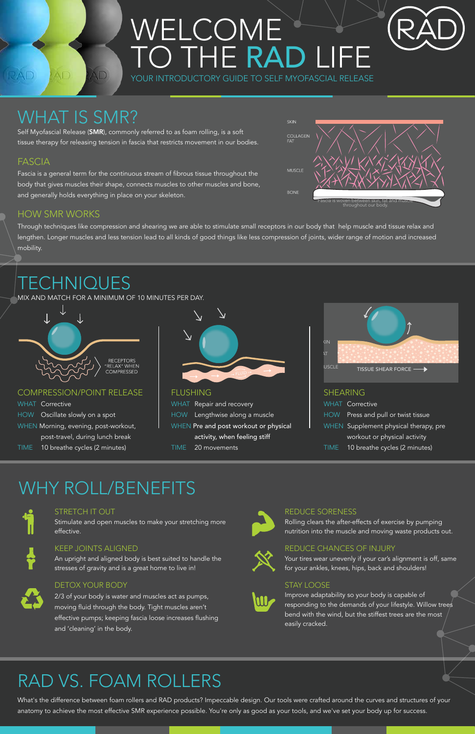# WELCOME TO THE RAD LIFE

YOUR INTRODUCTORY GUIDE TO SELF MYOFASCIAL RELEASE

## WHAT IS SMR?

Self Myofascial Release (**SMR**), commonly referred to as foam rolling, is a soft tissue therapy for releasing tension in fascia that restricts movement in our bodies.

### FASCIA

Fascia is a general term for the continuous stream of fibrous tissue throughout the body that gives muscles their shape, connects muscles to other muscles and bone, and generally holds everything in place on your skeleton.

SKIN
COLLAGEN FAT
MUSCLE
BONE

Fascia is woven between skin, fat and muscle throughout our body.

### HOW SMR WORKS

Through techniques like compression and shearing we are able to stimulate small receptors in our body that help muscle and tissue relax and lengthen. Longer muscles and less tension lead to all kinds of good things like less compression of joints, wider range of motion and increased mobility.

## TECHNIQUES

MIX AND MATCH FOR A MINIMUM OF 10 MINUTES PER DAY.

RECEPTORS "RELAX" WHEN COMPRESSED

### COMPRESSION/POINT RELEASE

WHAT Corrective
HOW Oscillate slowly on a spot
WHEN Morning, evening, post-workout, post-travel, during lunch break
TIME 10 breathe cycles (2 minutes)

FLUID

### FLUSHING

WHAT Repair and recovery
HOW Lengthwise along a muscle
WHEN Pre and post workout or physical activity, when feeling stiff
TIME 20 movements

SKIN
FAT
MUSCLE
TISSUE SHEAR FORCE

### SHEARING

WHAT Corrective
HOW Press and pull or twist tissue
WHEN Supplement physical therapy, pre workout or physical activity
TIME 10 breathe cycles (2 minutes)

## WHY ROLL/BENEFITS

### STRETCH IT OUT

Stimulate and open muscles to make your stretching more effective.

### KEEP JOINTS ALIGNED

An upright and aligned body is best suited to handle the stresses of gravity and is a great home to live in!

### DETOX YOUR BODY

2/3 of your body is water and muscles act as pumps, moving fluid through the body. Tight muscles aren't effective pumps; keeping fascia loose increases flushing and 'cleaning' in the body.

### REDUCE SORENESS

Rolling clears the after-effects of exercise by pumping nutrition into the muscle and moving waste products out.

### REDUCE CHANCES OF INJURY

Your tires wear unevenly if your car's alignment is off, same for your ankles, knees, hips, back and shoulders!

### STAY LOOSE

Improve adaptability so your body is capable of responding to the demands of your lifestyle. Willow trees bend with the wind, but the stiffest trees are the most easily cracked.

## RAD VS. FOAM ROLLERS

What's the difference between foam rollers and RAD products? Impeccable design. Our tools were crafted around the curves and structures of your anatomy to achieve the most effective SMR experience possible. You're only as good as your tools, and we've set your body up for success.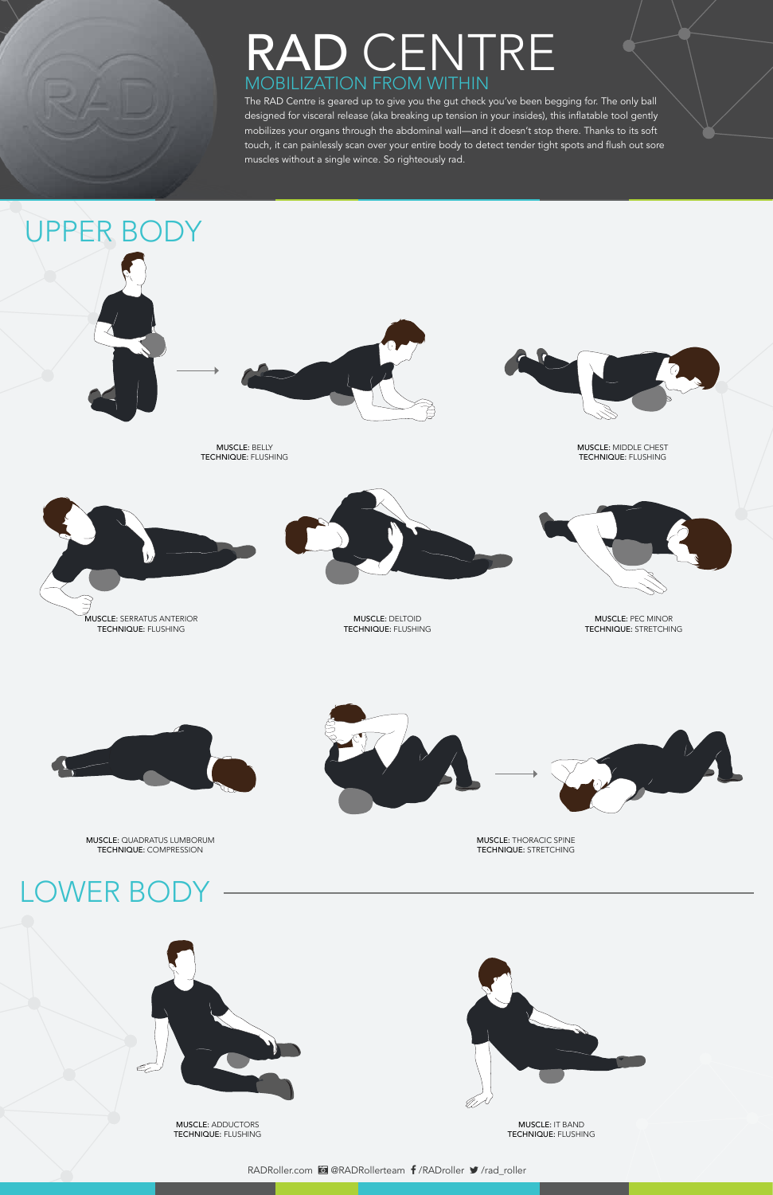# RAD CENTRE

## MOBILIZATION FROM WITHIN

The RAD Centre is geared up to give you the gut check you've been begging for. The only ball designed for visceral release (aka breaking up tension in your insides), this inflatable tool gently mobilizes your organs through the abdominal wall—and it doesn't stop there. Thanks to its soft touch, it can painlessly scan over your entire body to detect tender tight spots and flush out sore muscles without a single wince. So righteously rad.

## UPPER BODY

**MUSCLE:** BELLY
**TECHNIQUE:** FLUSHING

**MUSCLE:** MIDDLE CHEST
**TECHNIQUE:** FLUSHING

**MUSCLE:** SERRATUS ANTERIOR
**TECHNIQUE:** FLUSHING

**MUSCLE:** DELTOID
**TECHNIQUE:** FLUSHING

**MUSCLE:** PEC MINOR
**TECHNIQUE:** STRETCHING

**MUSCLE:** QUADRATUS LUMBORUM
**TECHNIQUE:** COMPRESSION

**MUSCLE:** THORACIC SPINE
**TECHNIQUE:** STRETCHING

## LOWER BODY

**MUSCLE:** ADDUCTORS
**TECHNIQUE:** FLUSHING

**MUSCLE:** IT BAND
**TECHNIQUE:** FLUSHING

RADRoller.com @RADRollerteam /RADroller /rad_roller